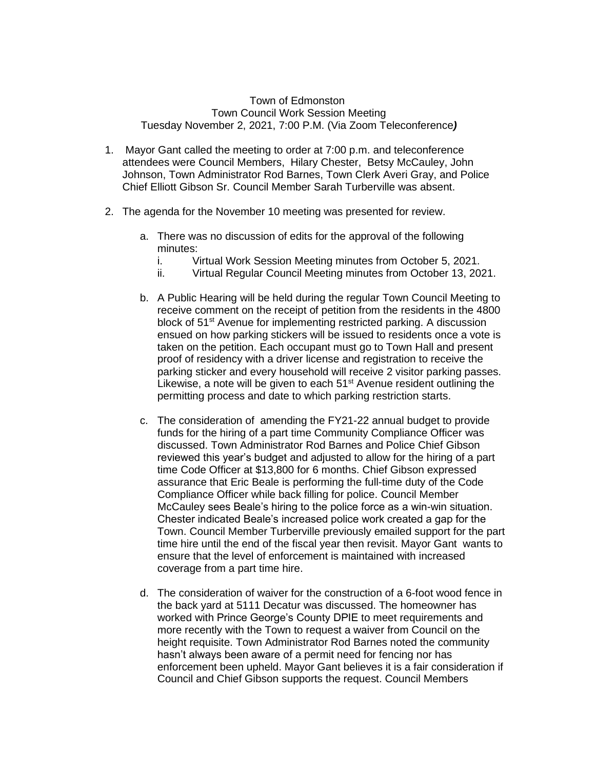Town of Edmonston
Town Council Work Session Meeting
Tuesday November 2, 2021, 7:00 P.M. (Via Zoom Teleconference*)*

1. Mayor Gant called the meeting to order at 7:00 p.m. and teleconference attendees were Council Members, Hilary Chester, Betsy McCauley, John Johnson, Town Administrator Rod Barnes, Town Clerk Averi Gray, and Police Chief Elliott Gibson Sr. Council Member Sarah Turberville was absent.

2. The agenda for the November 10 meeting was presented for review.

   a. There was no discussion of edits for the approval of the following minutes:
      i. Virtual Work Session Meeting minutes from October 5, 2021.
      ii. Virtual Regular Council Meeting minutes from October 13, 2021.

   b. A Public Hearing will be held during the regular Town Council Meeting to receive comment on the receipt of petition from the residents in the 4800 block of 51st Avenue for implementing restricted parking. A discussion ensued on how parking stickers will be issued to residents once a vote is taken on the petition. Each occupant must go to Town Hall and present proof of residency with a driver license and registration to receive the parking sticker and every household will receive 2 visitor parking passes. Likewise, a note will be given to each 51st Avenue resident outlining the permitting process and date to which parking restriction starts.

   c. The consideration of amending the FY21-22 annual budget to provide funds for the hiring of a part time Community Compliance Officer was discussed. Town Administrator Rod Barnes and Police Chief Gibson reviewed this year's budget and adjusted to allow for the hiring of a part time Code Officer at $13,800 for 6 months. Chief Gibson expressed assurance that Eric Beale is performing the full-time duty of the Code Compliance Officer while back filling for police. Council Member McCauley sees Beale's hiring to the police force as a win-win situation. Chester indicated Beale's increased police work created a gap for the Town. Council Member Turberville previously emailed support for the part time hire until the end of the fiscal year then revisit. Mayor Gant wants to ensure that the level of enforcement is maintained with increased coverage from a part time hire.

   d. The consideration of waiver for the construction of a 6-foot wood fence in the back yard at 5111 Decatur was discussed. The homeowner has worked with Prince George's County DPIE to meet requirements and more recently with the Town to request a waiver from Council on the height requisite. Town Administrator Rod Barnes noted the community hasn't always been aware of a permit need for fencing nor has enforcement been upheld. Mayor Gant believes it is a fair consideration if Council and Chief Gibson supports the request. Council Members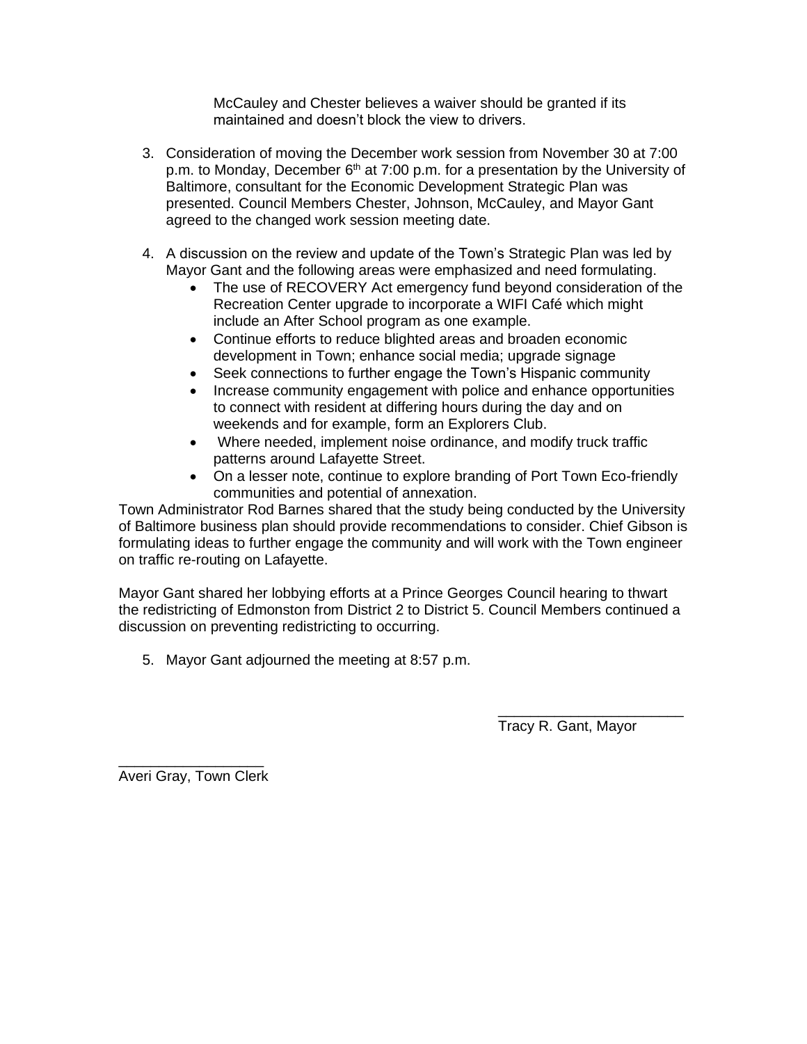McCauley and Chester believes a waiver should be granted if its maintained and doesn't block the view to drivers.

3. Consideration of moving the December work session from November 30 at 7:00 p.m. to Monday, December 6th at 7:00 p.m. for a presentation by the University of Baltimore, consultant for the Economic Development Strategic Plan was presented. Council Members Chester, Johnson, McCauley, and Mayor Gant agreed to the changed work session meeting date.

4. A discussion on the review and update of the Town's Strategic Plan was led by Mayor Gant and the following areas were emphasized and need formulating.
   - The use of RECOVERY Act emergency fund beyond consideration of the Recreation Center upgrade to incorporate a WIFI Café which might include an After School program as one example.
   - Continue efforts to reduce blighted areas and broaden economic development in Town; enhance social media; upgrade signage
   - Seek connections to further engage the Town's Hispanic community
   - Increase community engagement with police and enhance opportunities to connect with resident at differing hours during the day and on weekends and for example, form an Explorers Club.
   - Where needed, implement noise ordinance, and modify truck traffic patterns around Lafayette Street.
   - On a lesser note, continue to explore branding of Port Town Eco-friendly communities and potential of annexation.

Town Administrator Rod Barnes shared that the study being conducted by the University of Baltimore business plan should provide recommendations to consider. Chief Gibson is formulating ideas to further engage the community and will work with the Town engineer on traffic re-routing on Lafayette.

Mayor Gant shared her lobbying efforts at a Prince Georges Council hearing to thwart the redistricting of Edmonston from District 2 to District 5. Council Members continued a discussion on preventing redistricting to occurring.

5. Mayor Gant adjourned the meeting at 8:57 p.m.

\_\_\_\_\_\_\_\_\_\_\_\_\_\_\_\_\_\_\_\_\_\_\_
Tracy R. Gant, Mayor

\_\_\_\_\_\_\_\_\_\_\_\_\_\_\_\_\_\_
Averi Gray, Town Clerk